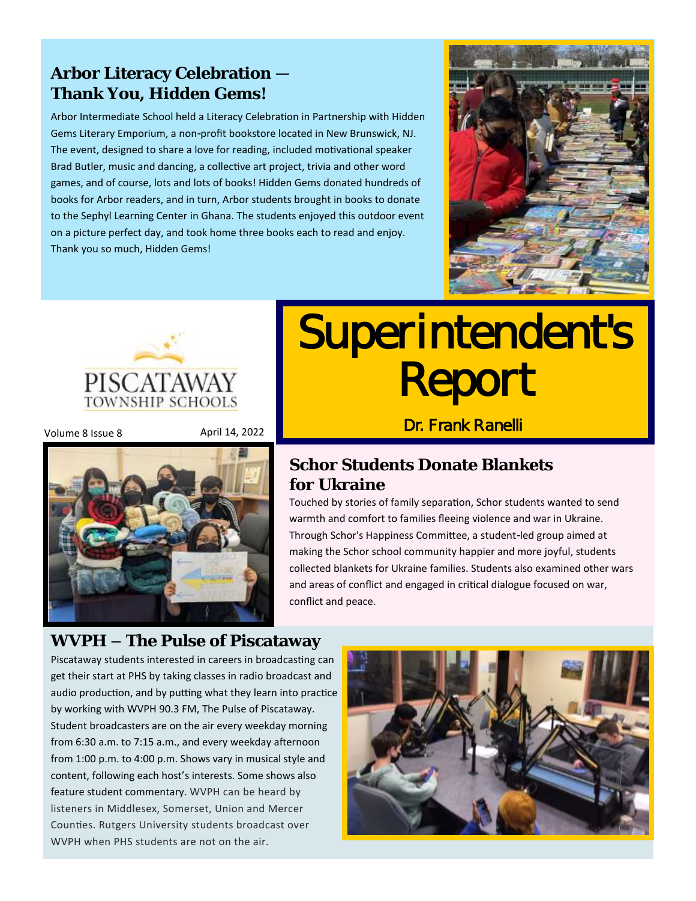# Superintendent's Report

Dr. Frank Ranelli

PISCATAWAY TOWNSHIP SCHOOLS

Volume 8 Issue 8 April 14, 2022

## Arbor Literacy Celebration — Thank You, Hidden Gems!

Arbor Intermediate School held a Literacy Celebration in Partnership with Hidden Gems Literary Emporium, a non-profit bookstore located in New Brunswick, NJ. The event, designed to share a love for reading, included motivational speaker Brad Butler, music and dancing, a collective art project, trivia and other word games, and of course, lots and lots of books! Hidden Gems donated hundreds of books for Arbor readers, and in turn, Arbor students brought in books to donate to the Sephyl Learning Center in Ghana. The students enjoyed this outdoor event on a picture perfect day, and took home three books each to read and enjoy. Thank you so much, Hidden Gems!

## Schor Students Donate Blankets for Ukraine

Touched by stories of family separation, Schor students wanted to send warmth and comfort to families fleeing violence and war in Ukraine. Through Schor's Happiness Committee, a student-led group aimed at making the Schor school community happier and more joyful, students collected blankets for Ukraine families. Students also examined other wars and areas of conflict and engaged in critical dialogue focused on war, conflict and peace.

## WVPH – The Pulse of Piscataway

Piscataway students interested in careers in broadcasting can get their start at PHS by taking classes in radio broadcast and audio production, and by putting what they learn into practice by working with WVPH 90.3 FM, The Pulse of Piscataway. Student broadcasters are on the air every weekday morning from 6:30 a.m. to 7:15 a.m., and every weekday afternoon from 1:00 p.m. to 4:00 p.m. Shows vary in musical style and content, following each host's interests. Some shows also feature student commentary. WVPH can be heard by listeners in Middlesex, Somerset, Union and Mercer Counties. Rutgers University students broadcast over WVPH when PHS students are not on the air.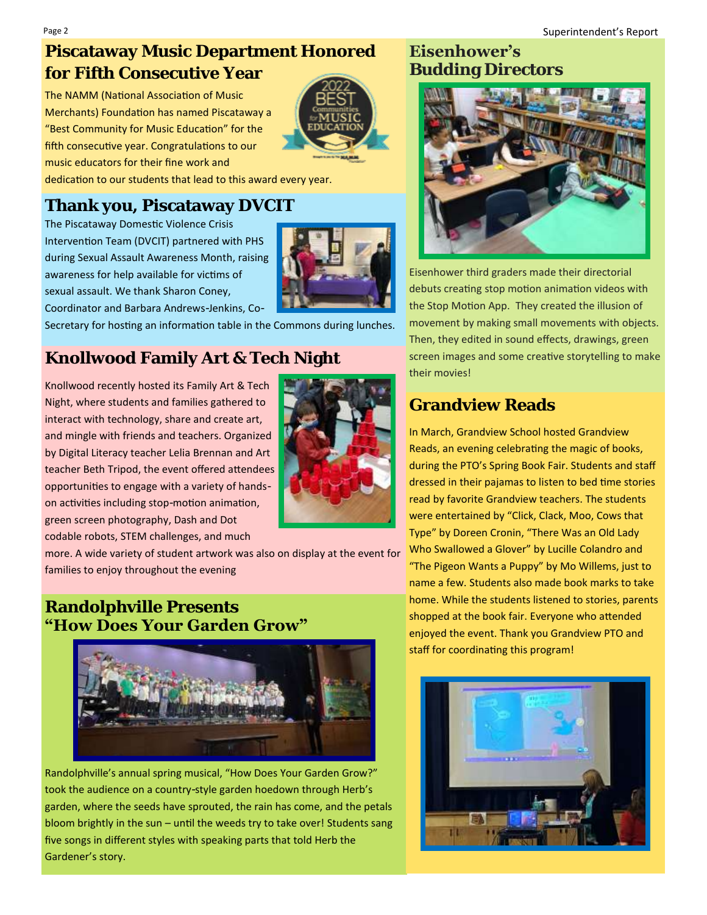## Piscataway Music Department Honored for Fifth Consecutive Year

The NAMM (National Association of Music Merchants) Foundation has named Piscataway a "Best Community for Music Education" for the fifth consecutive year. Congratulations to our music educators for their fine work and dedication to our students that lead to this award every year.

## Thank you, Piscataway DVCIT

The Piscataway Domestic Violence Crisis Intervention Team (DVCIT) partnered with PHS during Sexual Assault Awareness Month, raising awareness for help available for victims of sexual assault. We thank Sharon Coney, Coordinator and Barbara Andrews-Jenkins, Co-Secretary for hosting an information table in the Commons during lunches.

## Knollwood Family Art & Tech Night

Knollwood recently hosted its Family Art & Tech Night, where students and families gathered to interact with technology, share and create art, and mingle with friends and teachers. Organized by Digital Literacy teacher Lelia Brennan and Art teacher Beth Tripod, the event offered attendees opportunities to engage with a variety of hands-on activities including stop-motion animation, green screen photography, Dash and Dot codable robots, STEM challenges, and much more. A wide variety of student artwork was also on display at the event for families to enjoy throughout the evening

## Randolphville Presents "How Does Your Garden Grow"

Randolphville's annual spring musical, "How Does Your Garden Grow?" took the audience on a country-style garden hoedown through Herb's garden, where the seeds have sprouted, the rain has come, and the petals bloom brightly in the sun – until the weeds try to take over! Students sang five songs in different styles with speaking parts that told Herb the Gardener's story.

## Eisenhower's Budding Directors

Eisenhower third graders made their directorial debuts creating stop motion animation videos with the Stop Motion App. They created the illusion of movement by making small movements with objects. Then, they edited in sound effects, drawings, green screen images and some creative storytelling to make their movies!

## Grandview Reads

In March, Grandview School hosted Grandview Reads, an evening celebrating the magic of books, during the PTO's Spring Book Fair. Students and staff dressed in their pajamas to listen to bed time stories read by favorite Grandview teachers. The students were entertained by "Click, Clack, Moo, Cows that Type" by Doreen Cronin, "There Was an Old Lady Who Swallowed a Glover" by Lucille Colandro and "The Pigeon Wants a Puppy" by Mo Willems, just to name a few. Students also made book marks to take home. While the students listened to stories, parents shopped at the book fair. Everyone who attended enjoyed the event. Thank you Grandview PTO and staff for coordinating this program!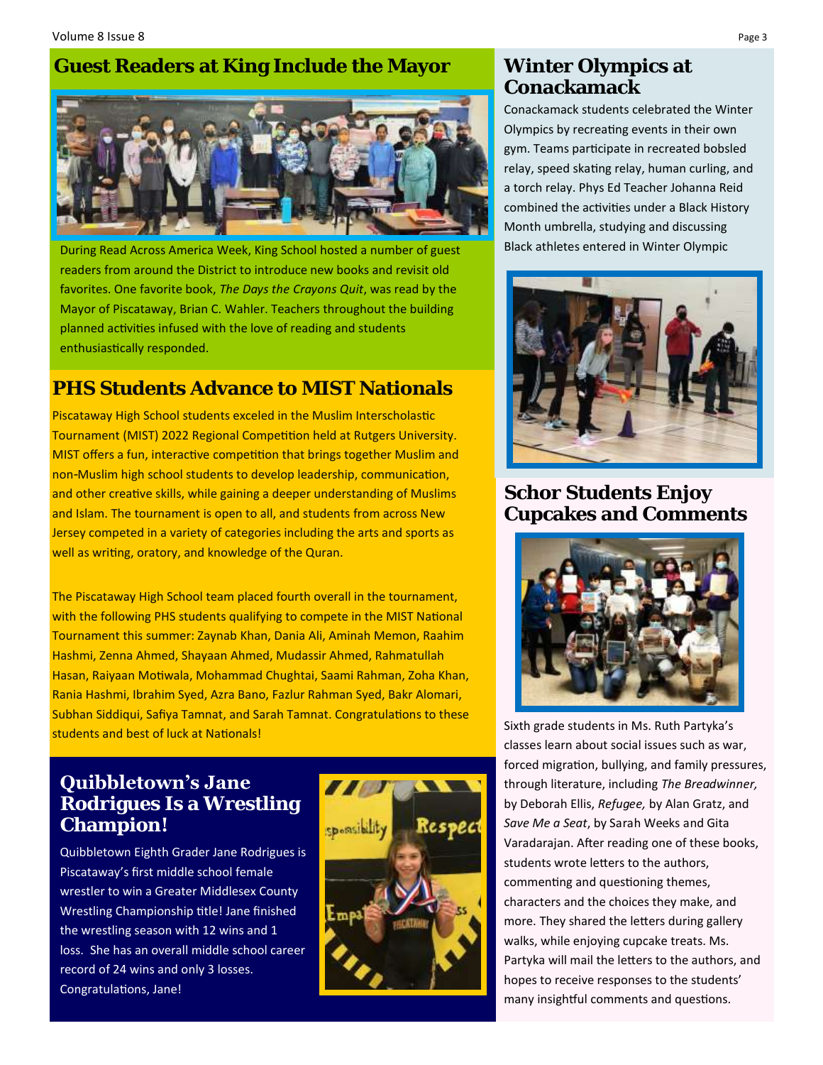## Guest Readers at King Include the Mayor

During Read Across America Week, King School hosted a number of guest readers from around the District to introduce new books and revisit old favorites. One favorite book, *The Days the Crayons Quit*, was read by the Mayor of Piscataway, Brian C. Wahler. Teachers throughout the building planned activities infused with the love of reading and students enthusiastically responded.

## PHS Students Advance to MIST Nationals

Piscataway High School students exceled in the Muslim Interscholastic Tournament (MIST) 2022 Regional Competition held at Rutgers University. MIST offers a fun, interactive competition that brings together Muslim and non-Muslim high school students to develop leadership, communication, and other creative skills, while gaining a deeper understanding of Muslims and Islam. The tournament is open to all, and students from across New Jersey competed in a variety of categories including the arts and sports as well as writing, oratory, and knowledge of the Quran.

The Piscataway High School team placed fourth overall in the tournament, with the following PHS students qualifying to compete in the MIST National Tournament this summer: Zaynab Khan, Dania Ali, Aminah Memon, Raahim Hashmi, Zenna Ahmed, Shayaan Ahmed, Mudassir Ahmed, Rahmatullah Hasan, Raiyaan Motiwala, Mohammad Chughtai, Saami Rahman, Zoha Khan, Rania Hashmi, Ibrahim Syed, Azra Bano, Fazlur Rahman Syed, Bakr Alomari, Subhan Siddiqui, Safiya Tamnat, and Sarah Tamnat. Congratulations to these students and best of luck at Nationals!

## Quibbletown's Jane Rodrigues Is a Wrestling Champion!

Quibbletown Eighth Grader Jane Rodrigues is Piscataway's first middle school female wrestler to win a Greater Middlesex County Wrestling Championship title! Jane finished the wrestling season with 12 wins and 1 loss. She has an overall middle school career record of 24 wins and only 3 losses. Congratulations, Jane!

## Winter Olympics at Conackamack

Conackamack students celebrated the Winter Olympics by recreating events in their own gym. Teams participate in recreated bobsled relay, speed skating relay, human curling, and a torch relay. Phys Ed Teacher Johanna Reid combined the activities under a Black History Month umbrella, studying and discussing Black athletes entered in Winter Olympic

## Schor Students Enjoy Cupcakes and Comments

Sixth grade students in Ms. Ruth Partyka's classes learn about social issues such as war, forced migration, bullying, and family pressures, through literature, including *The Breadwinner,* by Deborah Ellis, *Refugee,* by Alan Gratz, and *Save Me a Seat*, by Sarah Weeks and Gita Varadarajan. After reading one of these books, students wrote letters to the authors, commenting and questioning themes, characters and the choices they make, and more. They shared the letters during gallery walks, while enjoying cupcake treats. Ms. Partyka will mail the letters to the authors, and hopes to receive responses to the students' many insightful comments and questions.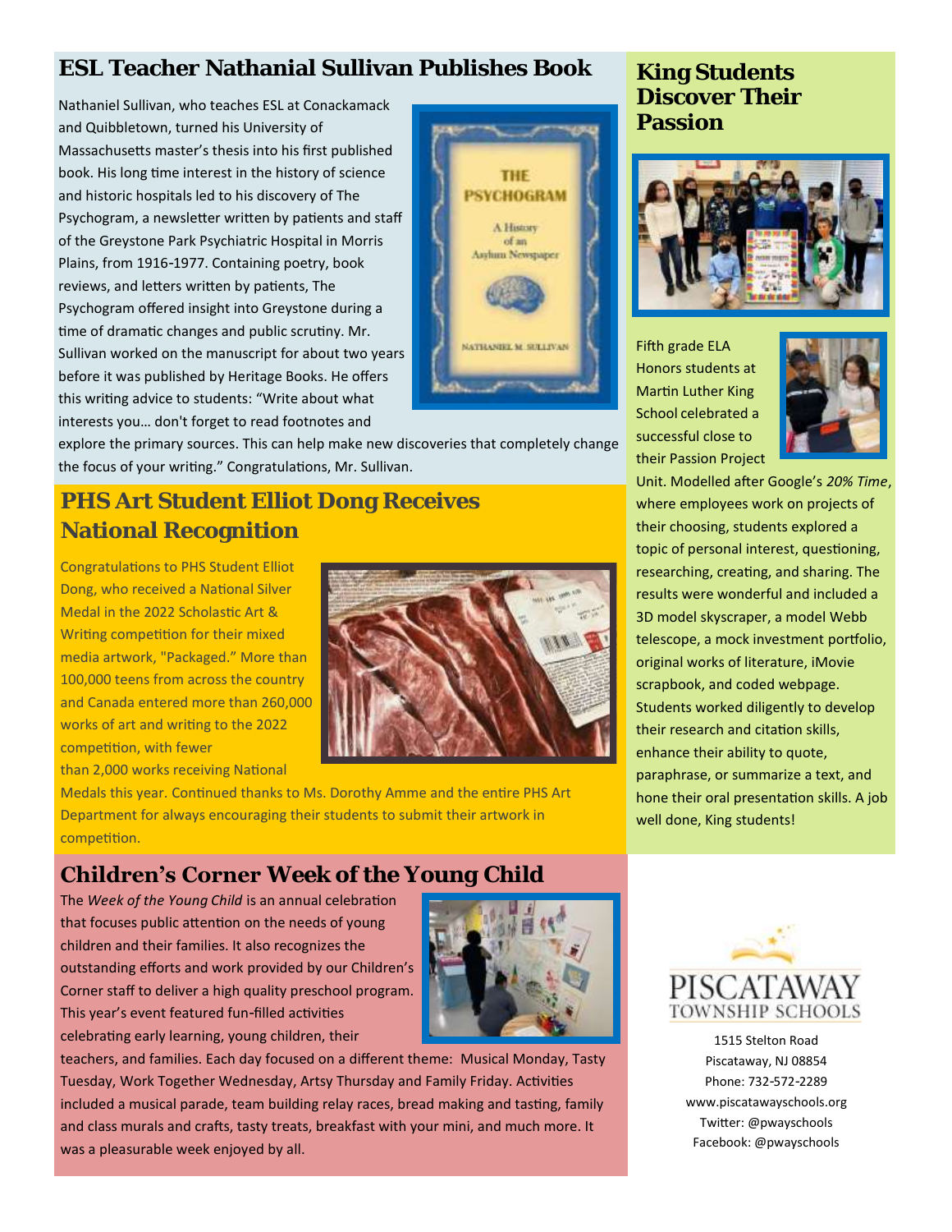## ESL Teacher Nathanial Sullivan Publishes Book

Nathaniel Sullivan, who teaches ESL at Conackamack and Quibbletown, turned his University of Massachusetts master's thesis into his first published book. His long time interest in the history of science and historic hospitals led to his discovery of The Psychogram, a newsletter written by patients and staff of the Greystone Park Psychiatric Hospital in Morris Plains, from 1916-1977. Containing poetry, book reviews, and letters written by patients, The Psychogram offered insight into Greystone during a time of dramatic changes and public scrutiny. Mr. Sullivan worked on the manuscript for about two years before it was published by Heritage Books. He offers this writing advice to students: "Write about what interests you… don't forget to read footnotes and explore the primary sources. This can help make new discoveries that completely change the focus of your writing." Congratulations, Mr. Sullivan.

## PHS Art Student Elliot Dong Receives National Recognition

Congratulations to PHS Student Elliot Dong, who received a National Silver Medal in the 2022 Scholastic Art & Writing competition for their mixed media artwork, "Packaged." More than 100,000 teens from across the country and Canada entered more than 260,000 works of art and writing to the 2022 competition, with fewer than 2,000 works receiving National Medals this year. Continued thanks to Ms. Dorothy Amme and the entire PHS Art Department for always encouraging their students to submit their artwork in competition.

## Children's Corner Week of the Young Child

The *Week of the Young Child* is an annual celebration that focuses public attention on the needs of young children and their families. It also recognizes the outstanding efforts and work provided by our Children's Corner staff to deliver a high quality preschool program. This year's event featured fun-filled activities celebrating early learning, young children, their teachers, and families. Each day focused on a different theme: Musical Monday, Tasty Tuesday, Work Together Wednesday, Artsy Thursday and Family Friday. Activities included a musical parade, team building relay races, bread making and tasting, family and class murals and crafts, tasty treats, breakfast with your mini, and much more. It was a pleasurable week enjoyed by all.

## King Students Discover Their Passion

Fifth grade ELA Honors students at Martin Luther King School celebrated a successful close to their Passion Project Unit. Modelled after Google's *20% Time*, where employees work on projects of their choosing, students explored a topic of personal interest, questioning, researching, creating, and sharing. The results were wonderful and included a 3D model skyscraper, a model Webb telescope, a mock investment portfolio, original works of literature, iMovie scrapbook, and coded webpage. Students worked diligently to develop their research and citation skills, enhance their ability to quote, paraphrase, or summarize a text, and hone their oral presentation skills. A job well done, King students!

PISCATAWAY TOWNSHIP SCHOOLS

1515 Stelton Road
Piscataway, NJ 08854
Phone: 732-572-2289
www.piscatawayschools.org
Twitter: @pwayschools
Facebook: @pwayschools